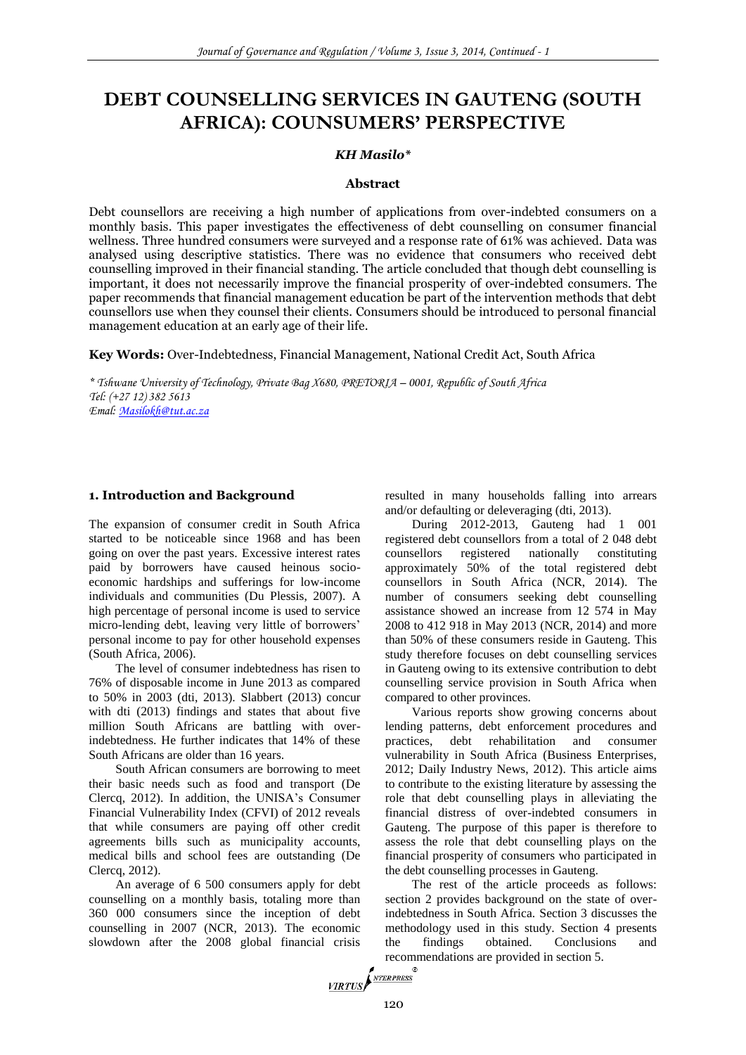# DEBT COUNSELLING SERVICES IN GAUTENG (SOUTH AFRICA): COUNSUMERS' PERSPECTIVE

***KH Masilo****

**Abstract**

Debt counsellors are receiving a high number of applications from over-indebted consumers on a monthly basis. This paper investigates the effectiveness of debt counselling on consumer financial wellness. Three hundred consumers were surveyed and a response rate of 61% was achieved. Data was analysed using descriptive statistics. There was no evidence that consumers who received debt counselling improved in their financial standing. The article concluded that though debt counselling is important, it does not necessarily improve the financial prosperity of over-indebted consumers. The paper recommends that financial management education be part of the intervention methods that debt counsellors use when they counsel their clients. Consumers should be introduced to personal financial management education at an early age of their life.

**Key Words:** Over-Indebtedness, Financial Management, National Credit Act, South Africa

*\* Tshwane University of Technology, Private Bag X680, PRETORIA – 0001, Republic of South Africa*
*Tel: (+27 12) 382 5613*
*Emal: Masilokh@tut.ac.za*

## 1. Introduction and Background

The expansion of consumer credit in South Africa started to be noticeable since 1968 and has been going on over the past years. Excessive interest rates paid by borrowers have caused heinous socio-economic hardships and sufferings for low-income individuals and communities (Du Plessis, 2007). A high percentage of personal income is used to service micro-lending debt, leaving very little of borrowers' personal income to pay for other household expenses (South Africa, 2006).

The level of consumer indebtedness has risen to 76% of disposable income in June 2013 as compared to 50% in 2003 (dti, 2013). Slabbert (2013) concur with dti (2013) findings and states that about five million South Africans are battling with over-indebtedness. He further indicates that 14% of these South Africans are older than 16 years.

South African consumers are borrowing to meet their basic needs such as food and transport (De Clercq, 2012). In addition, the UNISA's Consumer Financial Vulnerability Index (CFVI) of 2012 reveals that while consumers are paying off other credit agreements bills such as municipality accounts, medical bills and school fees are outstanding (De Clercq, 2012).

An average of 6 500 consumers apply for debt counselling on a monthly basis, totaling more than 360 000 consumers since the inception of debt counselling in 2007 (NCR, 2013). The economic slowdown after the 2008 global financial crisis resulted in many households falling into arrears and/or defaulting or deleveraging (dti, 2013).

During 2012-2013, Gauteng had 1 001 registered debt counsellors from a total of 2 048 debt counsellors registered nationally constituting approximately 50% of the total registered debt counsellors in South Africa (NCR, 2014). The number of consumers seeking debt counselling assistance showed an increase from 12 574 in May 2008 to 412 918 in May 2013 (NCR, 2014) and more than 50% of these consumers reside in Gauteng. This study therefore focuses on debt counselling services in Gauteng owing to its extensive contribution to debt counselling service provision in South Africa when compared to other provinces.

Various reports show growing concerns about lending patterns, debt enforcement procedures and practices, debt rehabilitation and consumer vulnerability in South Africa (Business Enterprises, 2012; Daily Industry News, 2012). This article aims to contribute to the existing literature by assessing the role that debt counselling plays in alleviating the financial distress of over-indebted consumers in Gauteng. The purpose of this paper is therefore to assess the role that debt counselling plays on the financial prosperity of consumers who participated in the debt counselling processes in Gauteng.

The rest of the article proceeds as follows: section 2 provides background on the state of over-indebtedness in South Africa. Section 3 discusses the methodology used in this study. Section 4 presents the findings obtained. Conclusions and recommendations are provided in section 5.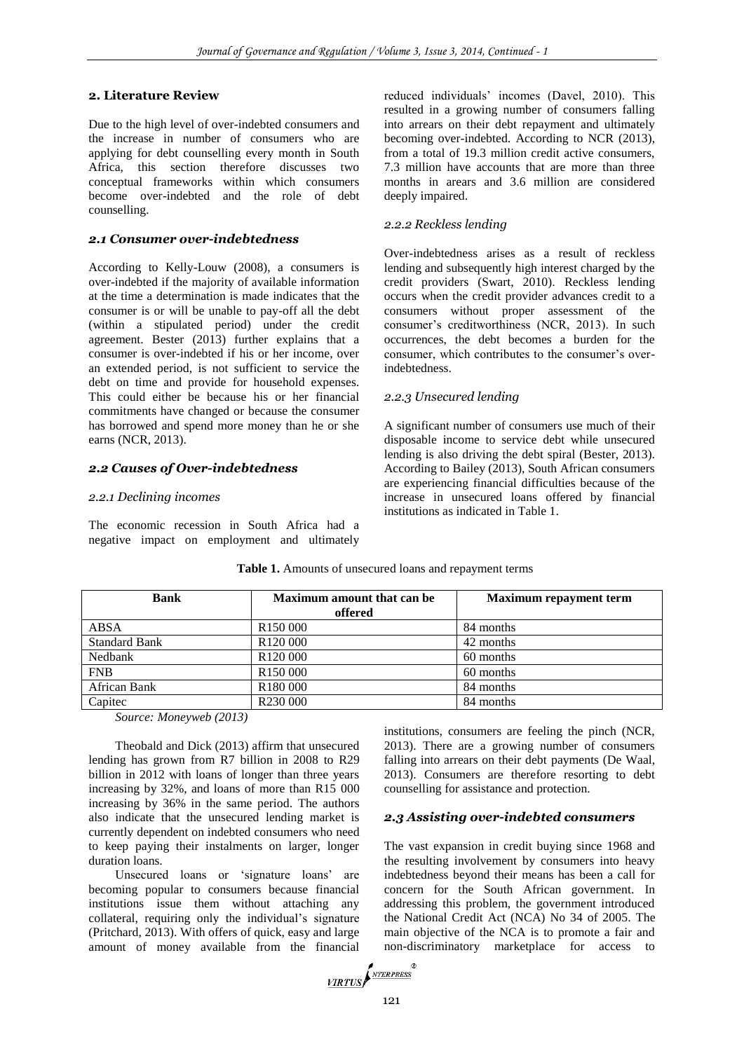## 2. Literature Review

Due to the high level of over-indebted consumers and the increase in number of consumers who are applying for debt counselling every month in South Africa, this section therefore discusses two conceptual frameworks within which consumers become over-indebted and the role of debt counselling.

### *2.1 Consumer over-indebtedness*

According to Kelly-Louw (2008), a consumers is over-indebted if the majority of available information at the time a determination is made indicates that the consumer is or will be unable to pay-off all the debt (within a stipulated period) under the credit agreement. Bester (2013) further explains that a consumer is over-indebted if his or her income, over an extended period, is not sufficient to service the debt on time and provide for household expenses. This could either be because his or her financial commitments have changed or because the consumer has borrowed and spend more money than he or she earns (NCR, 2013).

### *2.2 Causes of Over-indebtedness*

#### *2.2.1 Declining incomes*

The economic recession in South Africa had a negative impact on employment and ultimately reduced individuals' incomes (Davel, 2010). This resulted in a growing number of consumers falling into arrears on their debt repayment and ultimately becoming over-indebted. According to NCR (2013), from a total of 19.3 million credit active consumers, 7.3 million have accounts that are more than three months in arears and 3.6 million are considered deeply impaired.

#### *2.2.2 Reckless lending*

Over-indebtedness arises as a result of reckless lending and subsequently high interest charged by the credit providers (Swart, 2010). Reckless lending occurs when the credit provider advances credit to a consumers without proper assessment of the consumer's creditworthiness (NCR, 2013). In such occurrences, the debt becomes a burden for the consumer, which contributes to the consumer's over-indebtedness.

#### *2.2.3 Unsecured lending*

A significant number of consumers use much of their disposable income to service debt while unsecured lending is also driving the debt spiral (Bester, 2013). According to Bailey (2013), South African consumers are experiencing financial difficulties because of the increase in unsecured loans offered by financial institutions as indicated in Table 1.

**Table 1.** Amounts of unsecured loans and repayment terms

| Bank | Maximum amount that can be offered | Maximum repayment term |
|---|---|---|
| ABSA | R150 000 | 84 months |
| Standard Bank | R120 000 | 42 months |
| Nedbank | R120 000 | 60 months |
| FNB | R150 000 | 60 months |
| African Bank | R180 000 | 84 months |
| Capitec | R230 000 | 84 months |

*Source: Moneyweb (2013)*

Theobald and Dick (2013) affirm that unsecured lending has grown from R7 billion in 2008 to R29 billion in 2012 with loans of longer than three years increasing by 32%, and loans of more than R15 000 increasing by 36% in the same period. The authors also indicate that the unsecured lending market is currently dependent on indebted consumers who need to keep paying their instalments on larger, longer duration loans.

Unsecured loans or 'signature loans' are becoming popular to consumers because financial institutions issue them without attaching any collateral, requiring only the individual's signature (Pritchard, 2013). With offers of quick, easy and large amount of money available from the financial institutions, consumers are feeling the pinch (NCR, 2013). There are a growing number of consumers falling into arrears on their debt payments (De Waal, 2013). Consumers are therefore resorting to debt counselling for assistance and protection.

### *2.3 Assisting over-indebted consumers*

The vast expansion in credit buying since 1968 and the resulting involvement by consumers into heavy indebtedness beyond their means has been a call for concern for the South African government. In addressing this problem, the government introduced the National Credit Act (NCA) No 34 of 2005. The main objective of the NCA is to promote a fair and non-discriminatory marketplace for access to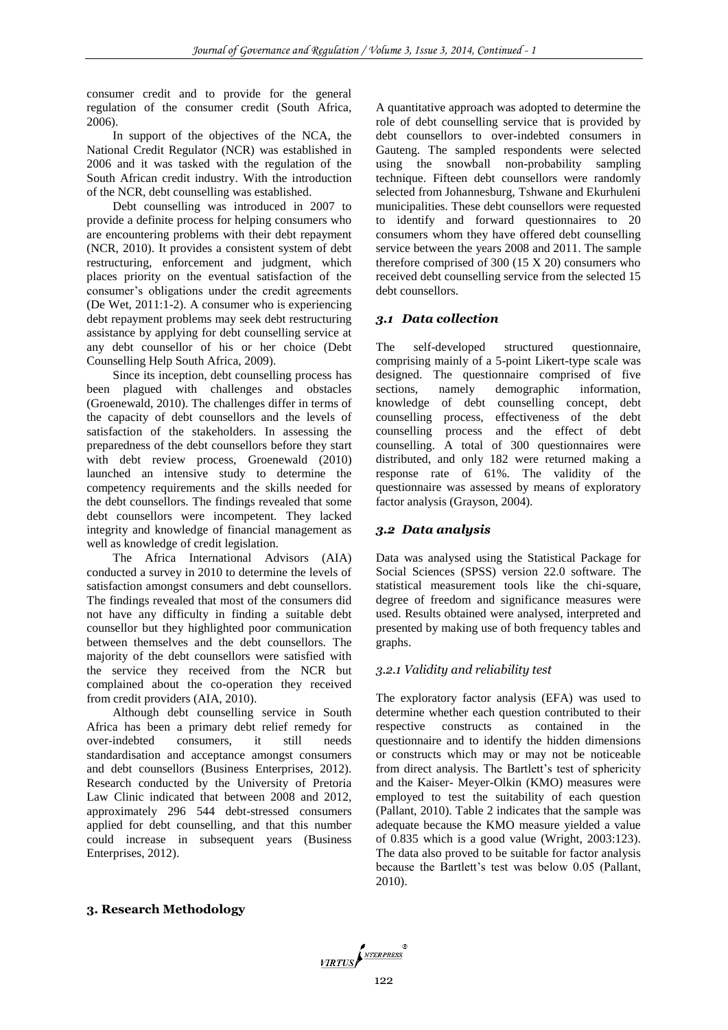consumer credit and to provide for the general regulation of the consumer credit (South Africa, 2006).

In support of the objectives of the NCA, the National Credit Regulator (NCR) was established in 2006 and it was tasked with the regulation of the South African credit industry. With the introduction of the NCR, debt counselling was established.

Debt counselling was introduced in 2007 to provide a definite process for helping consumers who are encountering problems with their debt repayment (NCR, 2010). It provides a consistent system of debt restructuring, enforcement and judgment, which places priority on the eventual satisfaction of the consumer's obligations under the credit agreements (De Wet, 2011:1-2). A consumer who is experiencing debt repayment problems may seek debt restructuring assistance by applying for debt counselling service at any debt counsellor of his or her choice (Debt Counselling Help South Africa, 2009).

Since its inception, debt counselling process has been plagued with challenges and obstacles (Groenewald, 2010). The challenges differ in terms of the capacity of debt counsellors and the levels of satisfaction of the stakeholders. In assessing the preparedness of the debt counsellors before they start with debt review process, Groenewald (2010) launched an intensive study to determine the competency requirements and the skills needed for the debt counsellors. The findings revealed that some debt counsellors were incompetent. They lacked integrity and knowledge of financial management as well as knowledge of credit legislation.

The Africa International Advisors (AIA) conducted a survey in 2010 to determine the levels of satisfaction amongst consumers and debt counsellors. The findings revealed that most of the consumers did not have any difficulty in finding a suitable debt counsellor but they highlighted poor communication between themselves and the debt counsellors. The majority of the debt counsellors were satisfied with the service they received from the NCR but complained about the co-operation they received from credit providers (AIA, 2010).

Although debt counselling service in South Africa has been a primary debt relief remedy for over-indebted consumers, it still needs standardisation and acceptance amongst consumers and debt counsellors (Business Enterprises, 2012). Research conducted by the University of Pretoria Law Clinic indicated that between 2008 and 2012, approximately 296 544 debt-stressed consumers applied for debt counselling, and that this number could increase in subsequent years (Business Enterprises, 2012).

## 3. Research Methodology

A quantitative approach was adopted to determine the role of debt counselling service that is provided by debt counsellors to over-indebted consumers in Gauteng. The sampled respondents were selected using the snowball non-probability sampling technique. Fifteen debt counsellors were randomly selected from Johannesburg, Tshwane and Ekurhuleni municipalities. These debt counsellors were requested to identify and forward questionnaires to 20 consumers whom they have offered debt counselling service between the years 2008 and 2011. The sample therefore comprised of 300 (15 X 20) consumers who received debt counselling service from the selected 15 debt counsellors.

### *3.1 Data collection*

The self-developed structured questionnaire, comprising mainly of a 5-point Likert-type scale was designed. The questionnaire comprised of five sections, namely demographic information, knowledge of debt counselling concept, debt counselling process, effectiveness of the debt counselling process and the effect of debt counselling. A total of 300 questionnaires were distributed, and only 182 were returned making a response rate of 61%. The validity of the questionnaire was assessed by means of exploratory factor analysis (Grayson, 2004).

### *3.2 Data analysis*

Data was analysed using the Statistical Package for Social Sciences (SPSS) version 22.0 software. The statistical measurement tools like the chi-square, degree of freedom and significance measures were used. Results obtained were analysed, interpreted and presented by making use of both frequency tables and graphs.

#### *3.2.1 Validity and reliability test*

The exploratory factor analysis (EFA) was used to determine whether each question contributed to their respective constructs as contained in the questionnaire and to identify the hidden dimensions or constructs which may or may not be noticeable from direct analysis. The Bartlett's test of sphericity and the Kaiser- Meyer-Olkin (KMO) measures were employed to test the suitability of each question (Pallant, 2010). Table 2 indicates that the sample was adequate because the KMO measure yielded a value of 0.835 which is a good value (Wright, 2003:123). The data also proved to be suitable for factor analysis because the Bartlett's test was below 0.05 (Pallant, 2010).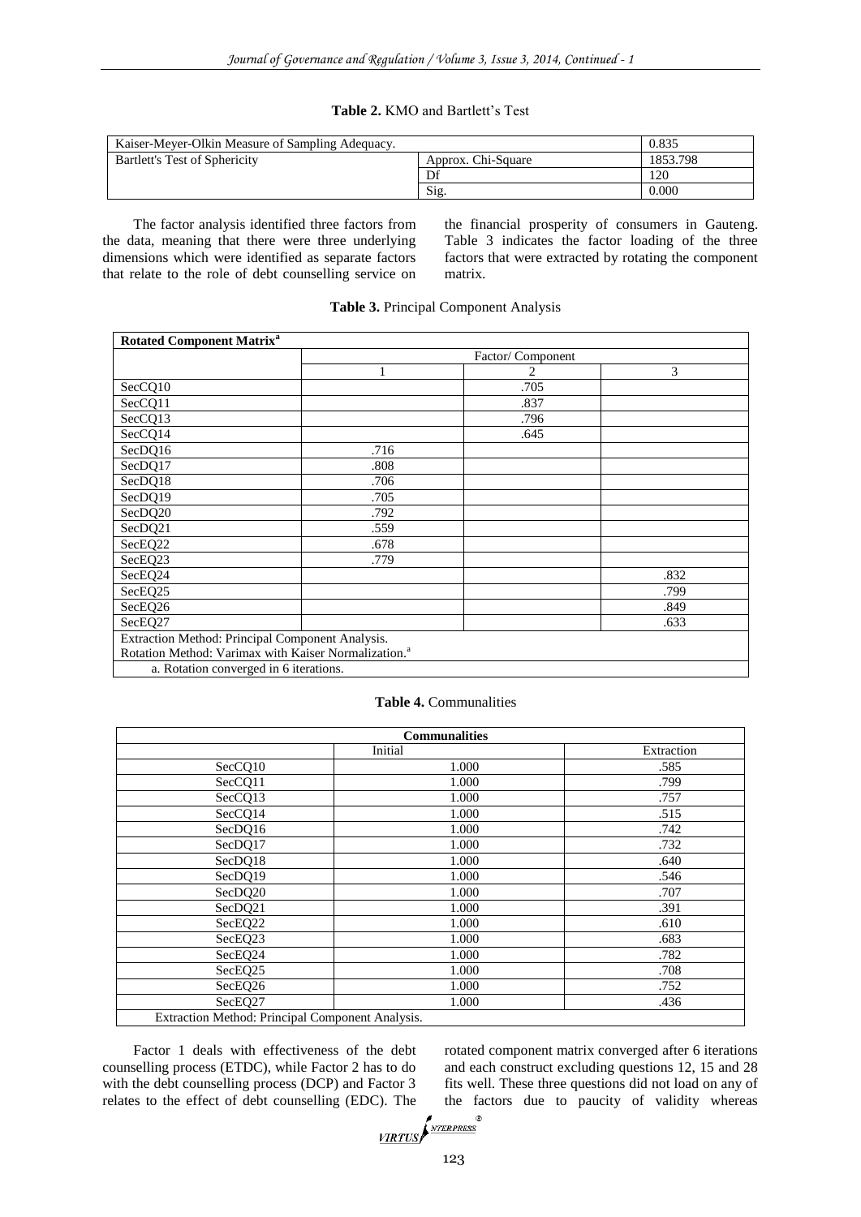**Table 2.** KMO and Bartlett's Test

| Kaiser-Meyer-Olkin Measure of Sampling Adequacy. | | 0.835 |
|---|---|---|
| Bartlett's Test of Sphericity | Approx. Chi-Square | 1853.798 |
| | Df | 120 |
| | Sig. | 0.000 |

The factor analysis identified three factors from the data, meaning that there were three underlying dimensions which were identified as separate factors that relate to the role of debt counselling service on the financial prosperity of consumers in Gauteng. Table 3 indicates the factor loading of the three factors that were extracted by rotating the component matrix.

**Table 3.** Principal Component Analysis

| Rotated Component Matrix[a] | | | |
|---|---|---|---|
| | Factor/ Component | | |
| | 1 | 2 | 3 |
| SecCQ10 | | .705 | |
| SecCQ11 | | .837 | |
| SecCQ13 | | .796 | |
| SecCQ14 | | .645 | |
| SecDQ16 | .716 | | |
| SecDQ17 | .808 | | |
| SecDQ18 | .706 | | |
| SecDQ19 | .705 | | |
| SecDQ20 | .792 | | |
| SecDQ21 | .559 | | |
| SecEQ22 | .678 | | |
| SecEQ23 | .779 | | |
| SecEQ24 | | | .832 |
| SecEQ25 | | | .799 |
| SecEQ26 | | | .849 |
| SecEQ27 | | | .633 |
| Extraction Method: Principal Component Analysis. Rotation Method: Varimax with Kaiser Normalization.[a] | | | |
| a. Rotation converged in 6 iterations. | | | |

**Table 4.** Communalities

| Communalities | | |
|---|---|---|
| | Initial | Extraction |
| SecCQ10 | 1.000 | .585 |
| SecCQ11 | 1.000 | .799 |
| SecCQ13 | 1.000 | .757 |
| SecCQ14 | 1.000 | .515 |
| SecDQ16 | 1.000 | .742 |
| SecDQ17 | 1.000 | .732 |
| SecDQ18 | 1.000 | .640 |
| SecDQ19 | 1.000 | .546 |
| SecDQ20 | 1.000 | .707 |
| SecDQ21 | 1.000 | .391 |
| SecEQ22 | 1.000 | .610 |
| SecEQ23 | 1.000 | .683 |
| SecEQ24 | 1.000 | .782 |
| SecEQ25 | 1.000 | .708 |
| SecEQ26 | 1.000 | .752 |
| SecEQ27 | 1.000 | .436 |
| Extraction Method: Principal Component Analysis. | | |

Factor 1 deals with effectiveness of the debt counselling process (ETDC), while Factor 2 has to do with the debt counselling process (DCP) and Factor 3 relates to the effect of debt counselling (EDC). The rotated component matrix converged after 6 iterations and each construct excluding questions 12, 15 and 28 fits well. These three questions did not load on any of the factors due to paucity of validity whereas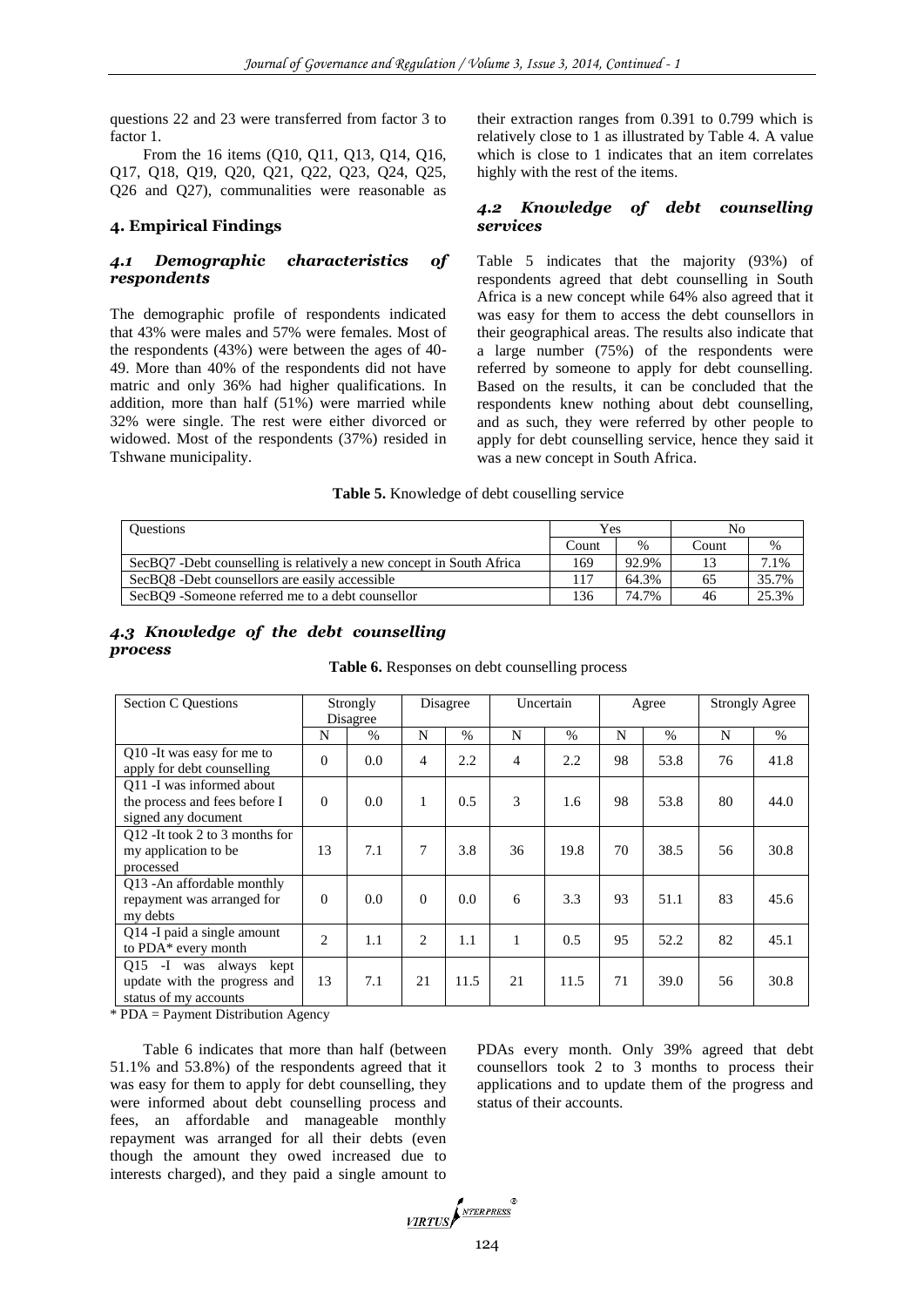questions 22 and 23 were transferred from factor 3 to factor 1.

From the 16 items (Q10, Q11, Q13, Q14, Q16, Q17, Q18, Q19, Q20, Q21, Q22, Q23, Q24, Q25, Q26 and Q27), communalities were reasonable as their extraction ranges from 0.391 to 0.799 which is relatively close to 1 as illustrated by Table 4. A value which is close to 1 indicates that an item correlates highly with the rest of the items.

## 4. Empirical Findings

### *4.1 Demographic characteristics of respondents*

The demographic profile of respondents indicated that 43% were males and 57% were females. Most of the respondents (43%) were between the ages of 40-49. More than 40% of the respondents did not have matric and only 36% had higher qualifications. In addition, more than half (51%) were married while 32% were single. The rest were either divorced or widowed. Most of the respondents (37%) resided in Tshwane municipality.

### *4.2 Knowledge of debt counselling services*

Table 5 indicates that the majority (93%) of respondents agreed that debt counselling in South Africa is a new concept while 64% also agreed that it was easy for them to access the debt counsellors in their geographical areas. The results also indicate that a large number (75%) of the respondents were referred by someone to apply for debt counselling. Based on the results, it can be concluded that the respondents knew nothing about debt counselling, and as such, they were referred by other people to apply for debt counselling service, hence they said it was a new concept in South Africa.

**Table 5.** Knowledge of debt couselling service

| Questions | Yes | | No | |
|---|---|---|---|---|
| | Count | % | Count | % |
| SecBQ7 -Debt counselling is relatively a new concept in South Africa | 169 | 92.9% | 13 | 7.1% |
| SecBQ8 -Debt counsellors are easily accessible | 117 | 64.3% | 65 | 35.7% |
| SecBQ9 -Someone referred me to a debt counsellor | 136 | 74.7% | 46 | 25.3% |

### *4.3 Knowledge of the debt counselling process*

**Table 6.** Responses on debt counselling process

| Section C Questions | Strongly Disagree | | Disagree | | Uncertain | | Agree | | Strongly Agree | |
|---|---|---|---|---|---|---|---|---|---|---|
| | N | % | N | % | N | % | N | % | N | % |
| Q10 -It was easy for me to apply for debt counselling | 0 | 0.0 | 4 | 2.2 | 4 | 2.2 | 98 | 53.8 | 76 | 41.8 |
| Q11 -I was informed about the process and fees before I signed any document | 0 | 0.0 | 1 | 0.5 | 3 | 1.6 | 98 | 53.8 | 80 | 44.0 |
| Q12 -It took 2 to 3 months for my application to be processed | 13 | 7.1 | 7 | 3.8 | 36 | 19.8 | 70 | 38.5 | 56 | 30.8 |
| Q13 -An affordable monthly repayment was arranged for my debts | 0 | 0.0 | 0 | 0.0 | 6 | 3.3 | 93 | 51.1 | 83 | 45.6 |
| Q14 -I paid a single amount to PDA* every month | 2 | 1.1 | 2 | 1.1 | 1 | 0.5 | 95 | 52.2 | 82 | 45.1 |
| Q15 -I was always kept update with the progress and status of my accounts | 13 | 7.1 | 21 | 11.5 | 21 | 11.5 | 71 | 39.0 | 56 | 30.8 |

\* PDA = Payment Distribution Agency

Table 6 indicates that more than half (between 51.1% and 53.8%) of the respondents agreed that it was easy for them to apply for debt counselling, they were informed about debt counselling process and fees, an affordable and manageable monthly repayment was arranged for all their debts (even though the amount they owed increased due to interests charged), and they paid a single amount to PDAs every month. Only 39% agreed that debt counsellors took 2 to 3 months to process their applications and to update them of the progress and status of their accounts.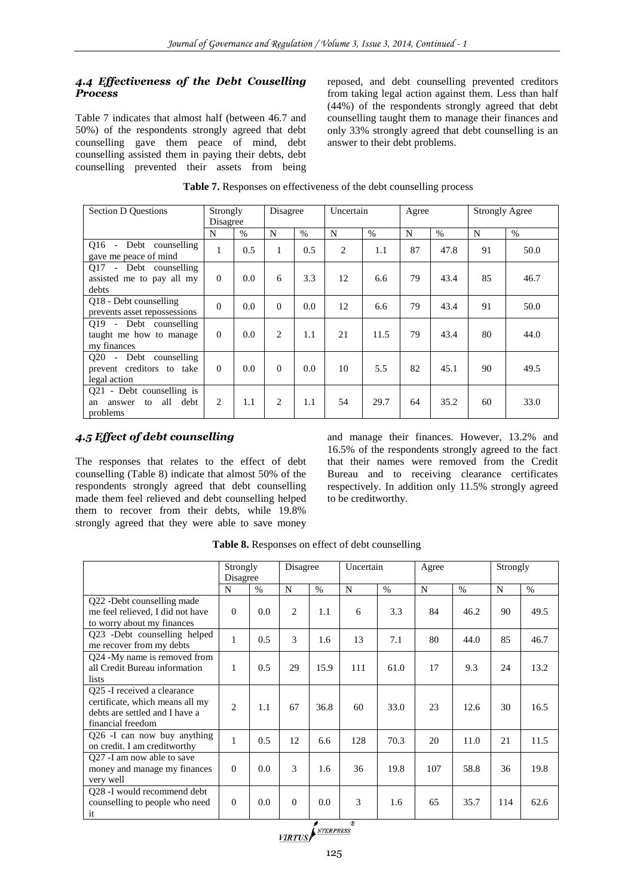### *4.4 Effectiveness of the Debt Cousnelling Process*

Table 7 indicates that almost half (between 46.7 and 50%) of the respondents strongly agreed that debt counselling gave them peace of mind, debt counselling assisted them in paying their debts, debt counselling prevented their assets from being reposed, and debt counselling prevented creditors from taking legal action against them. Less than half (44%) of the respondents strongly agreed that debt counselling taught them to manage their finances and only 33% strongly agreed that debt counselling is an answer to their debt problems.

**Table 7.** Responses on effectiveness of the debt counselling process

| Section D Questions | Strongly Disagree | | Disagree | | Uncertain | | Agree | | Strongly Agree | |
|---|---|---|---|---|---|---|---|---|---|---|
| | N | % | N | % | N | % | N | % | N | % |
| Q16 - Debt counselling gave me peace of mind | 1 | 0.5 | 1 | 0.5 | 2 | 1.1 | 87 | 47.8 | 91 | 50.0 |
| Q17 - Debt counselling assisted me to pay all my debts | 0 | 0.0 | 6 | 3.3 | 12 | 6.6 | 79 | 43.4 | 85 | 46.7 |
| Q18 - Debt counselling prevents asset repossessions | 0 | 0.0 | 0 | 0.0 | 12 | 6.6 | 79 | 43.4 | 91 | 50.0 |
| Q19 - Debt counselling taught me how to manage my finances | 0 | 0.0 | 2 | 1.1 | 21 | 11.5 | 79 | 43.4 | 80 | 44.0 |
| Q20 - Debt counselling prevent creditors to take legal action | 0 | 0.0 | 0 | 0.0 | 10 | 5.5 | 82 | 45.1 | 90 | 49.5 |
| Q21 - Debt counselling is an answer to all debt problems | 2 | 1.1 | 2 | 1.1 | 54 | 29.7 | 64 | 35.2 | 60 | 33.0 |

### *4.5 Effect of debt counselling*

The responses that relates to the effect of debt counselling (Table 8) indicate that almost 50% of the respondents strongly agreed that debt counselling made them feel relieved and debt counselling helped them to recover from their debts, while 19.8% strongly agreed that they were able to save money and manage their finances. However, 13.2% and 16.5% of the respondents strongly agreed to the fact that their names were removed from the Credit Bureau and to receiving clearance certificates respectively. In addition only 11.5% strongly agreed to be creditworthy.

**Table 8.** Responses on effect of debt counselling

| | Strongly Disagree | | Disagree | | Uncertain | | Agree | | Strongly | |
|---|---|---|---|---|---|---|---|---|---|---|
| | N | % | N | % | N | % | N | % | N | % |
| Q22 -Debt counselling made me feel relieved, I did not have to worry about my finances | 0 | 0.0 | 2 | 1.1 | 6 | 3.3 | 84 | 46.2 | 90 | 49.5 |
| Q23 -Debt counselling helped me recover from my debts | 1 | 0.5 | 3 | 1.6 | 13 | 7.1 | 80 | 44.0 | 85 | 46.7 |
| Q24 -My name is removed from all Credit Bureau information lists | 1 | 0.5 | 29 | 15.9 | 111 | 61.0 | 17 | 9.3 | 24 | 13.2 |
| Q25 -I received a clearance certificate, which means all my debts are settled and I have a financial freedom | 2 | 1.1 | 67 | 36.8 | 60 | 33.0 | 23 | 12.6 | 30 | 16.5 |
| Q26 -I can now buy anything on credit. I am creditworthy | 1 | 0.5 | 12 | 6.6 | 128 | 70.3 | 20 | 11.0 | 21 | 11.5 |
| Q27 -I am now able to save money and manage my finances very well | 0 | 0.0 | 3 | 1.6 | 36 | 19.8 | 107 | 58.8 | 36 | 19.8 |
| Q28 -I would recommend debt counselling to people who need it | 0 | 0.0 | 0 | 0.0 | 3 | 1.6 | 65 | 35.7 | 114 | 62.6 |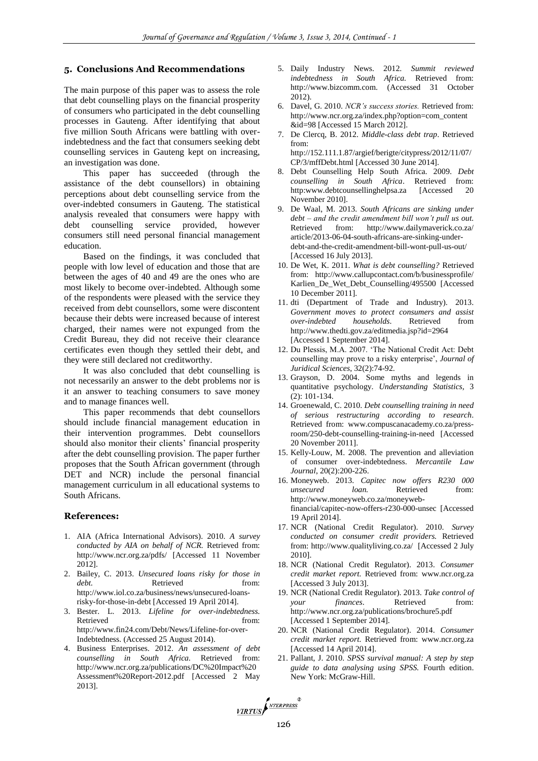## 5. Conclusions And Recommendations

The main purpose of this paper was to assess the role that debt counselling plays on the financial prosperity of consumers who participated in the debt counselling processes in Gauteng. After identifying that about five million South Africans were battling with over-indebtedness and the fact that consumers seeking debt counselling services in Gauteng kept on increasing, an investigation was done.

This paper has succeeded (through the assistance of the debt counsellors) in obtaining perceptions about debt counselling service from the over-indebted consumers in Gauteng. The statistical analysis revealed that consumers were happy with debt counselling service provided, however consumers still need personal financial management education.

Based on the findings, it was concluded that people with low level of education and those that are between the ages of 40 and 49 are the ones who are most likely to become over-indebted. Although some of the respondents were pleased with the service they received from debt counsellors, some were discontent because their debts were increased because of interest charged, their names were not expunged from the Credit Bureau, they did not receive their clearance certificates even though they settled their debt, and they were still declared not creditworthy.

It was also concluded that debt counselling is not necessarily an answer to the debt problems nor is it an answer to teaching consumers to save money and to manage finances well.

This paper recommends that debt counsellors should include financial management education in their intervention programmes. Debt counsellors should also monitor their clients' financial prosperity after the debt counselling provision. The paper further proposes that the South African government (through DET and NCR) include the personal financial management curriculum in all educational systems to South Africans.

## References:

1. AIA (Africa International Advisors). 2010. *A survey conducted by AIA on behalf of NCR.* Retrieved from: http://www.ncr.org.za/pdfs/ [Accessed 11 November 2012].
2. Bailey, C. 2013. *Unsecured loans risky for those in debt.* Retrieved from: http://www.iol.co.za/business/news/unsecured-loans-risky-for-those-in-debt [Accessed 19 April 2014].
3. Bester. L. 2013. *Lifeline for over-indebtedness.* Retrieved from: http://www.fin24.com/Debt/News/Lifeline-for-over-Indebtedness. (Accessed 25 August 2014).
4. Business Enterprises. 2012. *An assessment of debt counselling in South Africa.* Retrieved from: http://www.ncr.org.za/publications/DC%20Impact%20 Assessment%20Report-2012.pdf [Accessed 2 May 2013].
5. Daily Industry News. 2012. *Summit reviewed indebtedness in South Africa.* Retrieved from: http://www.bizcomm.com. (Accessed 31 October 2012).
6. Davel, G. 2010. *NCR's success stories.* Retrieved from: http://www.ncr.org.za/index.php?option=com_content &id=98 [Accessed 15 March 2012].
7. De Clercq, B. 2012. *Middle-class debt trap*. Retrieved from: http://152.111.1.87/argief/berigte/citypress/2012/11/07/ CP/3/mffDebt.html [Accessed 30 June 2014].
8. Debt Counselling Help South Africa. 2009. *Debt counselling in South Africa*. Retrieved from: http:www.debtcounsellinghelpsa.za [Accessed 20 November 2010].
9. De Waal, M. 2013. *South Africans are sinking under debt – and the credit amendment bill won't pull us out.* Retrieved from: http://www.dailymaverick.co.za/ article/2013-06-04-south-africans-are-sinking-under-debt-and-the-credit-amendment-bill-wont-pull-us-out/ [Accessed 16 July 2013].
10. De Wet, K. 2011. *What is debt counselling?* Retrieved from: http://www.callupcontact.com/b/businessprofile/ Karlien_De_Wet_Debt_Counselling/495500 [Accessed 10 December 2011].
11. dti (Department of Trade and Industry). 2013. *Government moves to protect consumers and assist over-indebted households*. Retrieved from http://www.thedti.gov.za/editmedia.jsp?id=2964 [Accessed 1 September 2014].
12. Du Plessis, M.A. 2007. 'The National Credit Act: Debt counselling may prove to a risky enterprise', *Journal of Juridical Sciences,* 32(2):74-92.
13. Grayson, D. 2004. Some myths and legends in quantitative psychology. *Understanding Statistics,* 3 (2): 101-134.
14. Groenewald, C. 2010. *Debt counselling training in need of serious restructuring according to research*. Retrieved from: www.compuscanacademy.co.za/press-room/250-debt-counselling-training-in-need [Accessed 20 November 2011].
15. Kelly-Louw, M. 2008. The prevention and alleviation of consumer over-indebtedness. *Mercantile Law Journal*, 20(2):200-226.
16. Moneyweb. 2013. *Capitec now offers R230 000 unsecured loan.* Retrieved from: http://www.moneyweb.co.za/moneyweb-financial/capitec-now-offers-r230-000-unsec [Accessed 19 April 2014].
17. NCR (National Credit Regulator). 2010. *Survey conducted on consumer credit providers.* Retrieved from: http://www.qualityliving.co.za/ [Accessed 2 July 2010].
18. NCR (National Credit Regulator). 2013. *Consumer credit market report.* Retrieved from: www.ncr.org.za [Accessed 3 July 2013].
19. NCR (National Credit Regulator). 2013. *Take control of your finances*. Retrieved from: http://www.ncr.org.za/publications/brochure5.pdf [Accessed 1 September 2014].
20. NCR (National Credit Regulator). 2014. *Consumer credit market report.* Retrieved from: www.ncr.org.za [Accessed 14 April 2014].
21. Pallant, J. 2010. *SPSS survival manual: A step by step guide to data analysing using SPSS.* Fourth edition. New York: McGraw-Hill.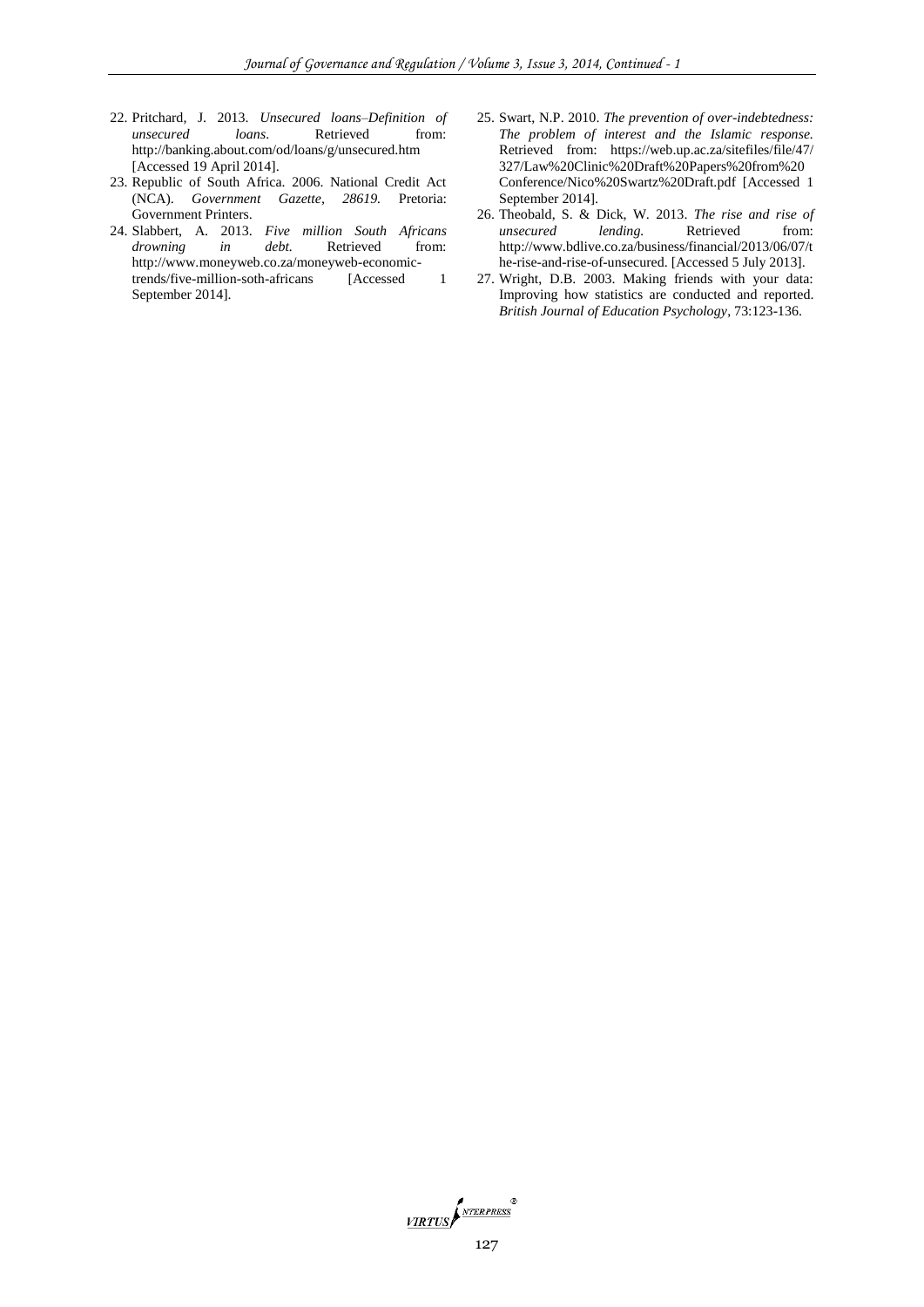22. Pritchard, J. 2013. *Unsecured loans–Definition of unsecured loans*. Retrieved from: http://banking.about.com/od/loans/g/unsecured.htm [Accessed 19 April 2014].
23. Republic of South Africa. 2006. National Credit Act (NCA). *Government Gazette, 28619.* Pretoria: Government Printers.
24. Slabbert, A. 2013. *Five million South Africans drowning in debt.* Retrieved from: http://www.moneyweb.co.za/moneyweb-economic-trends/five-million-soth-africans [Accessed 1 September 2014].
25. Swart, N.P. 2010. *The prevention of over-indebtedness: The problem of interest and the Islamic response.* Retrieved from: https://web.up.ac.za/sitefiles/file/47/327/Law%20Clinic%20Draft%20Papers%20from%20Conference/Nico%20Swartz%20Draft.pdf [Accessed 1 September 2014].
26. Theobald, S. & Dick, W. 2013. *The rise and rise of unsecured lending.* Retrieved from: http://www.bdlive.co.za/business/financial/2013/06/07/the-rise-and-rise-of-unsecured. [Accessed 5 July 2013].
27. Wright, D.B. 2003. Making friends with your data: Improving how statistics are conducted and reported. *British Journal of Education Psychology*, 73:123-136.